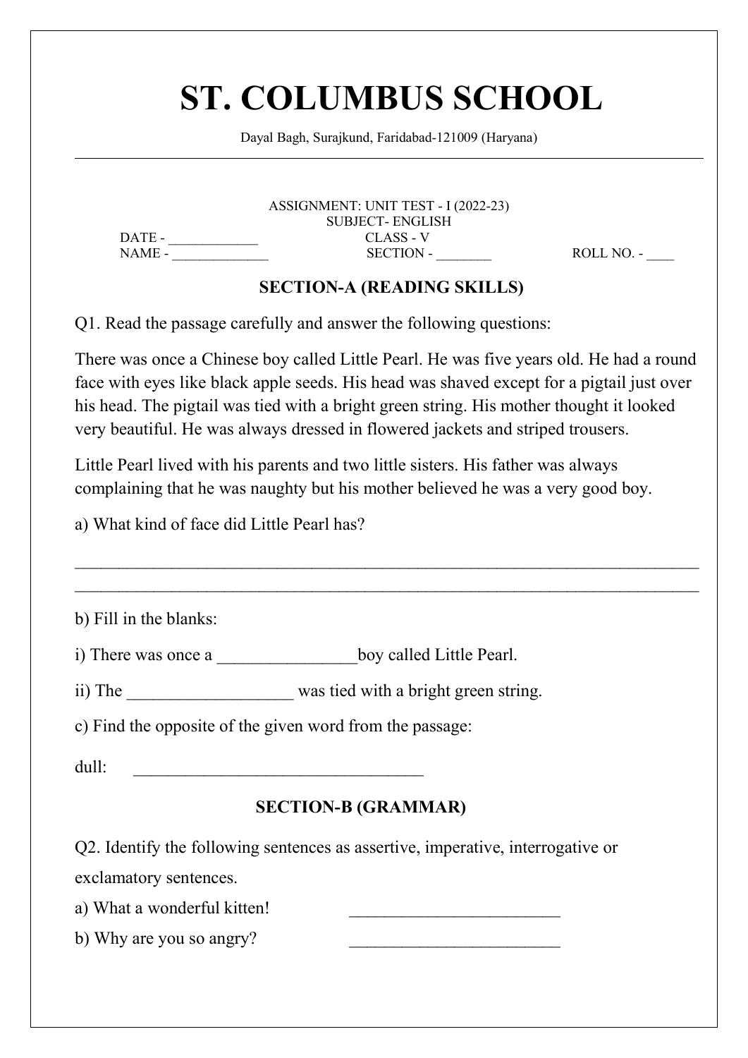# ST. COLUMBUS SCHOOL

Dayal Bagh, Surajkund, Faridabad-121009 (Haryana)

---

ASSIGNMENT: UNIT TEST - I (2022-23)
SUBJECT- ENGLISH

DATE - ____________ CLASS - V

NAME - _____________ SECTION - ________ ROLL NO. - ____

### SECTION-A (READING SKILLS)

Q1. Read the passage carefully and answer the following questions:

There was once a Chinese boy called Little Pearl. He was five years old. He had a round face with eyes like black apple seeds. His head was shaved except for a pigtail just over his head. The pigtail was tied with a bright green string. His mother thought it looked very beautiful. He was always dressed in flowered jackets and striped trousers.

Little Pearl lived with his parents and two little sisters. His father was always complaining that he was naughty but his mother believed he was a very good boy.

a) What kind of face did Little Pearl has?

_______________________________________________________________________

_______________________________________________________________________

b) Fill in the blanks:

i) There was once a ________________boy called Little Pearl.

ii) The ___________________ was tied with a bright green string.

c) Find the opposite of the given word from the passage:

dull: __________________________________

### SECTION-B (GRAMMAR)

Q2. Identify the following sentences as assertive, imperative, interrogative or exclamatory sentences.

a) What a wonderful kitten! _________________________

b) Why are you so angry? _________________________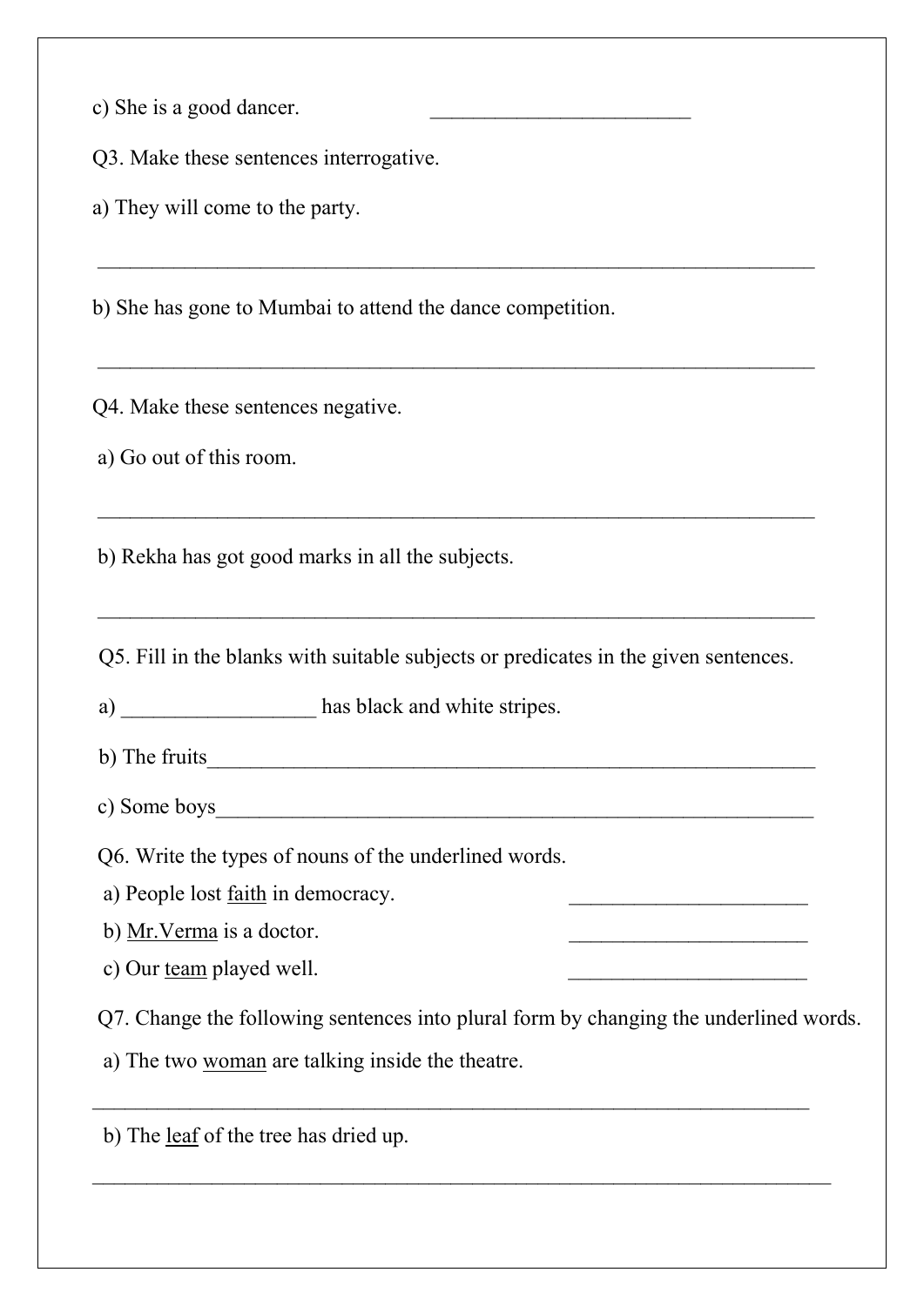c) She is a good dancer. ________________________

Q3. Make these sentences interrogative.

a) They will come to the party.

__________________________________________________________________

b) She has gone to Mumbai to attend the dance competition.

__________________________________________________________________

Q4. Make these sentences negative.

a) Go out of this room.

__________________________________________________________________

b) Rekha has got good marks in all the subjects.

__________________________________________________________________

Q5. Fill in the blanks with suitable subjects or predicates in the given sentences.

a) __________________ has black and white stripes.

b) The fruits____________________________________________________________

c) Some boys____________________________________________________________

Q6. Write the types of nouns of the underlined words.

a) People lost <u>faith</u> in democracy. ______________________

b) <u>Mr.Verma</u> is a doctor. ______________________

c) Our <u>team</u> played well. ______________________

Q7. Change the following sentences into plural form by changing the underlined words.

a) The two <u>woman</u> are talking inside the theatre.

__________________________________________________________________

b) The <u>leaf</u> of the tree has dried up.

__________________________________________________________________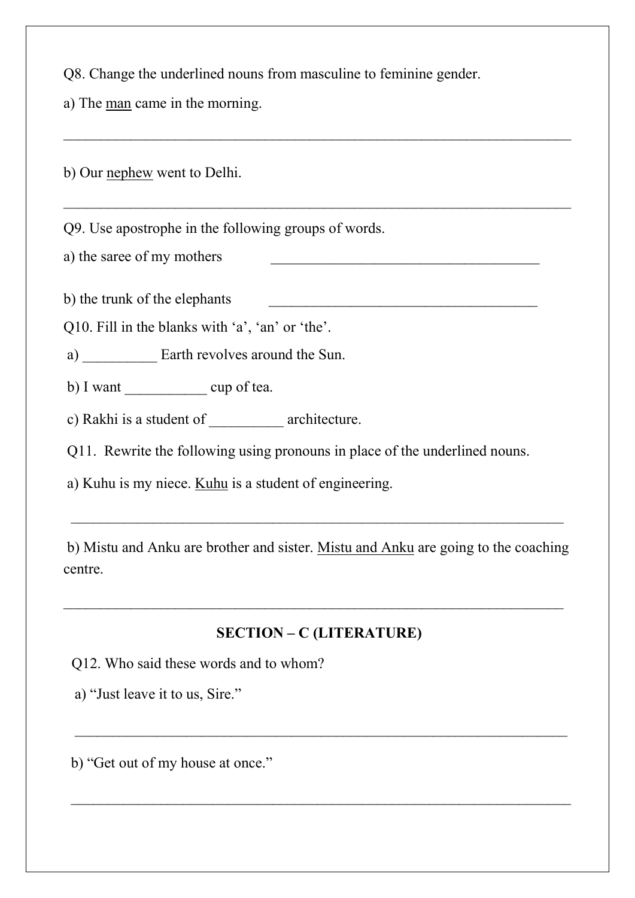Q8. Change the underlined nouns from masculine to feminine gender.

a) The <u>man</u> came in the morning.

_______________________________________________________________________

b) Our <u>nephew</u> went to Delhi.

_______________________________________________________________________

Q9. Use apostrophe in the following groups of words.

a) the saree of my mothers _____________________________________

b) the trunk of the elephants _____________________________________

Q10. Fill in the blanks with 'a', 'an' or 'the'.

a) __________ Earth revolves around the Sun.

b) I want ___________ cup of tea.

c) Rakhi is a student of __________ architecture.

Q11. Rewrite the following using pronouns in place of the underlined nouns.

a) Kuhu is my niece. <u>Kuhu</u> is a student of engineering.

_______________________________________________________________________

b) Mistu and Anku are brother and sister. <u>Mistu and Anku</u> are going to the coaching centre.

_______________________________________________________________________

## SECTION – C (LITERATURE)

Q12. Who said these words and to whom?

a) "Just leave it to us, Sire."

_______________________________________________________________________

b) "Get out of my house at once."

_______________________________________________________________________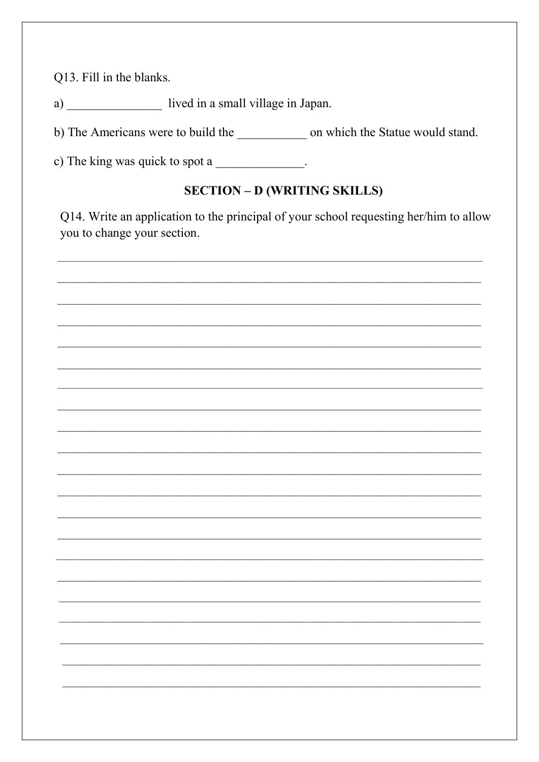Q13. Fill in the blanks.

a) _______________ lived in a small village in Japan.

b) The Americans were to build the ___________ on which the Statue would stand.

c) The king was quick to spot a ______________.

**SECTION – D (WRITING SKILLS)**

Q14. Write an application to the principal of your school requesting her/him to allow you to change your section.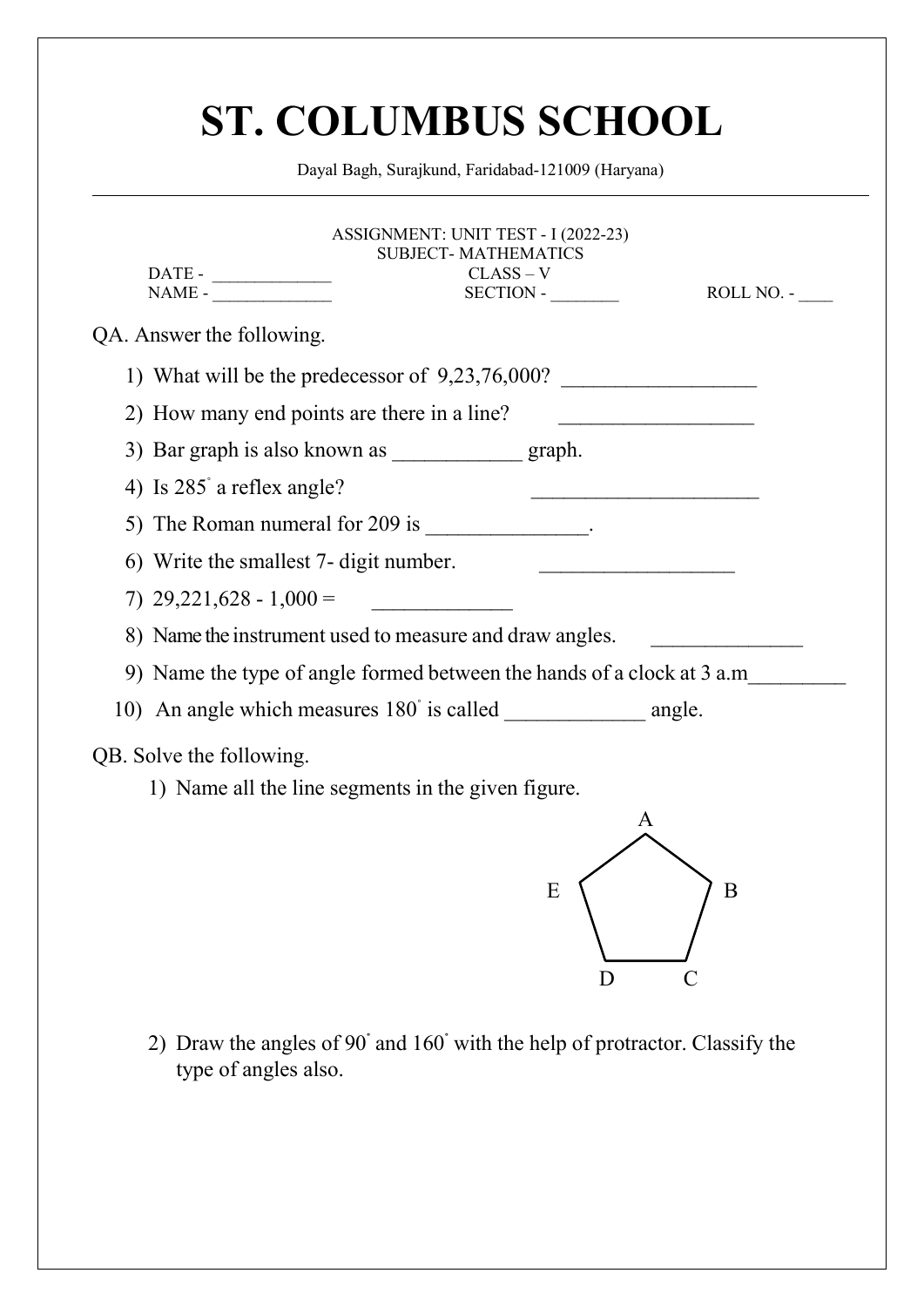# ST. COLUMBUS SCHOOL

Dayal Bagh, Surajkund, Faridabad-121009 (Haryana)

ASSIGNMENT: UNIT TEST - I (2022-23)
SUBJECT- MATHEMATICS
CLASS – V

DATE - _____________
NAME - _____________ SECTION - ________ ROLL NO. - ____

QA. Answer the following.

1) What will be the predecessor of 9,23,76,000? __________________
2) How many end points are there in a line? __________________
3) Bar graph is also known as ____________ graph.
4) Is $285^{\circ}$ a reflex angle? ______________________
5) The Roman numeral for 209 is _______________.
6) Write the smallest 7- digit number. __________________
7) 29,221,628 - 1,000 = _____________
8) Name the instrument used to measure and draw angles. ______________
9) Name the type of angle formed between the hands of a clock at 3 a.m_________
10) An angle which measures $180^{\circ}$ is called _____________ angle.

QB. Solve the following.

1) Name all the line segments in the given figure.

   A, B, C, D, E

2) Draw the angles of $90^{\circ}$ and $160^{\circ}$ with the help of protractor. Classify the type of angles also.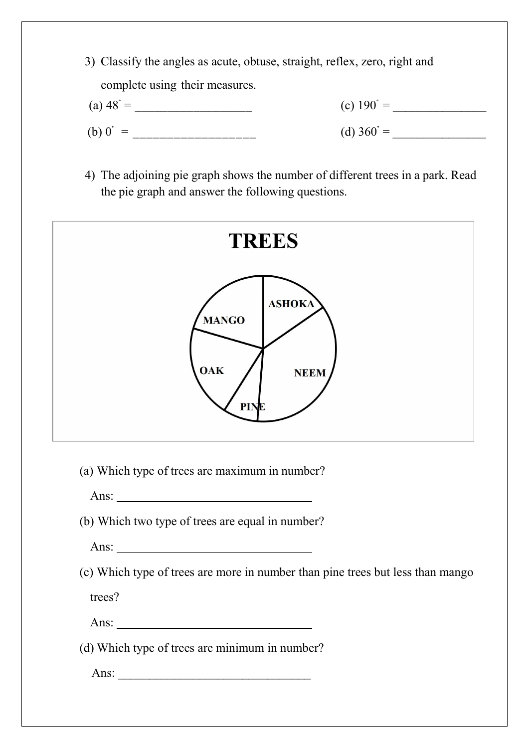3) Classify the angles as acute, obtuse, straight, reflex, zero, right and complete using their measures.

(a) $48^\circ$ = ___________________

(b) $0^\circ$ = ___________________

(c) $190^\circ$ = _______________

(d) $360^\circ$ = _______________

4) The adjoining pie graph shows the number of different trees in a park. Read the pie graph and answer the following questions.

**TREES**

ASHOKA

MANGO

OAK

NEEM

PINE

(a) Which type of trees are maximum in number?

Ans: ________________________________

(b) Which two type of trees are equal in number?

Ans: ________________________________

(c) Which type of trees are more in number than pine trees but less than mango trees?

Ans: ________________________________

(d) Which type of trees are minimum in number?

Ans: ________________________________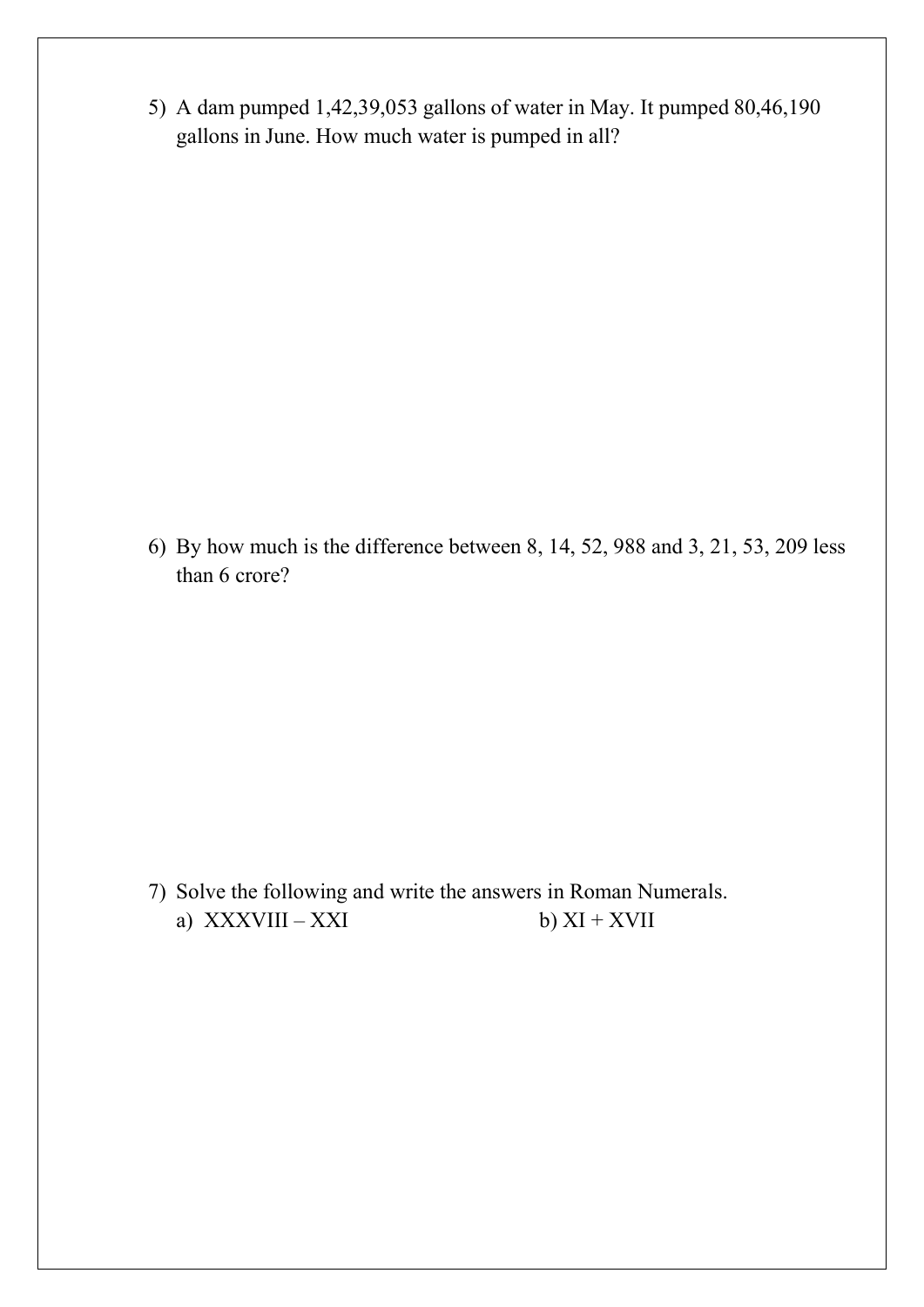5) A dam pumped 1,42,39,053 gallons of water in May. It pumped 80,46,190 gallons in June. How much water is pumped in all?

6) By how much is the difference between 8, 14, 52, 988 and 3, 21, 53, 209 less than 6 crore?

7) Solve the following and write the answers in Roman Numerals.

   a) XXXVIII – XXI

   b) XI + XVII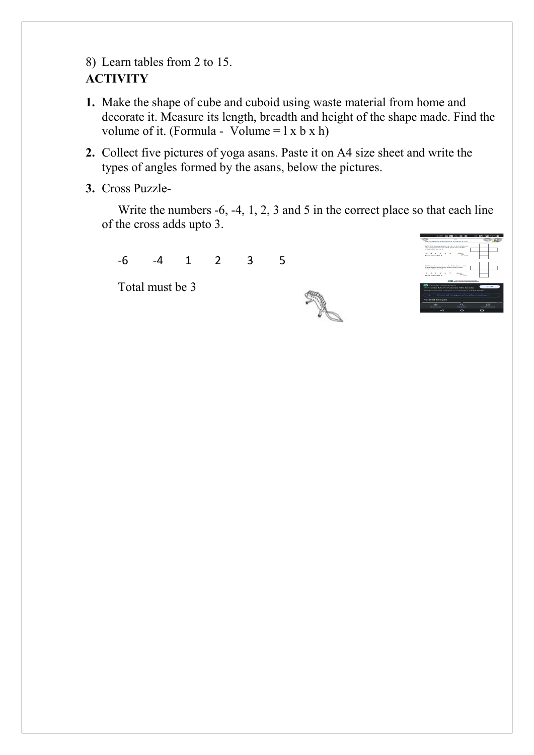8) Learn tables from 2 to 15.

**ACTIVITY**

1. Make the shape of cube and cuboid using waste material from home and decorate it. Measure its length, breadth and height of the shape made. Find the volume of it. (Formula - Volume = l x b x h)
2. Collect five pictures of yoga asans. Paste it on A4 size sheet and write the types of angles formed by the asans, below the pictures.
3. Cross Puzzle-

   Write the numbers -6, -4, 1, 2, 3 and 5 in the correct place so that each line of the cross adds upto 3.

   -6 -4 1 2 3 5

   Total must be 3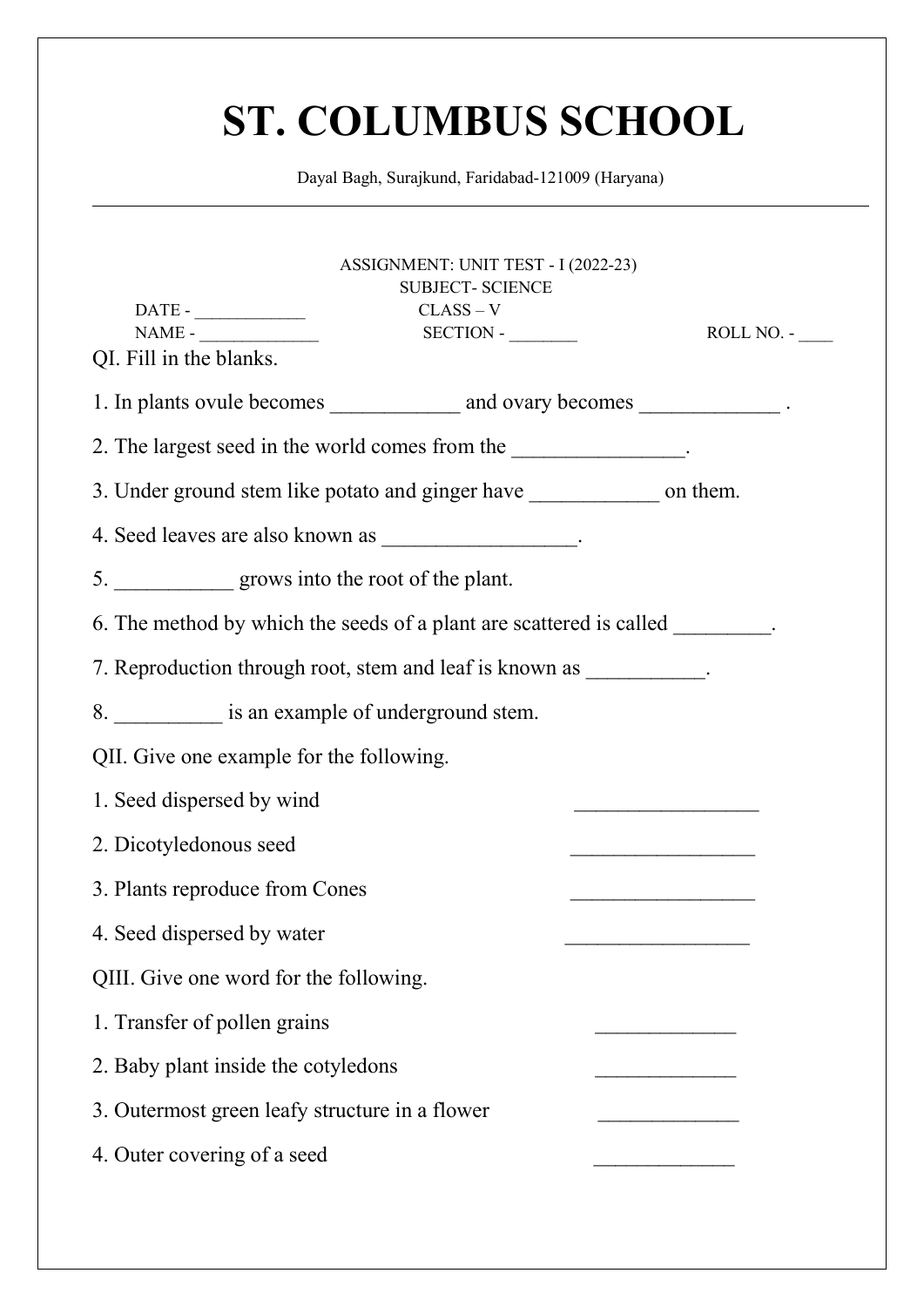# ST. COLUMBUS SCHOOL

Dayal Bagh, Surajkund, Faridabad-121009 (Haryana)

---

ASSIGNMENT: UNIT TEST - I (2022-23)

SUBJECT- SCIENCE

DATE - ____________ CLASS – V

NAME - _____________ SECTION - ________ ROLL NO. - ____

QI. Fill in the blanks.

1. In plants ovule becomes ____________ and ovary becomes _____________ .
2. The largest seed in the world comes from the ________________.
3. Under ground stem like potato and ginger have ____________ on them.
4. Seed leaves are also known as __________________.
5. ___________ grows into the root of the plant.
6. The method by which the seeds of a plant are scattered is called _________.
7. Reproduction through root, stem and leaf is known as ___________.
8. __________ is an example of underground stem.

QII. Give one example for the following.

1. Seed dispersed by wind _________________
2. Dicotyledonous seed _________________
3. Plants reproduce from Cones _________________
4. Seed dispersed by water _________________

QIII. Give one word for the following.

1. Transfer of pollen grains _____________
2. Baby plant inside the cotyledons _____________
3. Outermost green leafy structure in a flower _____________
4. Outer covering of a seed _____________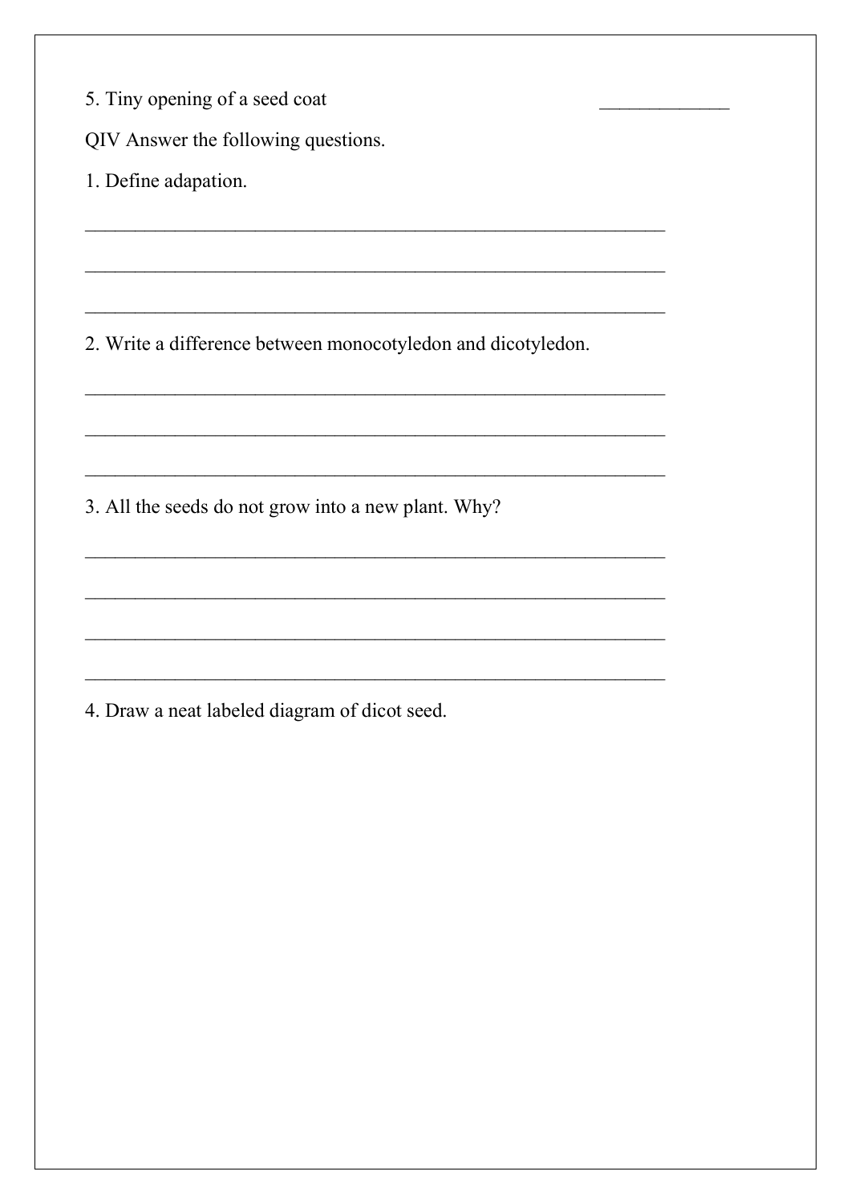5. Tiny opening of a seed coat _____________

QIV Answer the following questions.

1. Define adapation.

_____________________________________________________________

_____________________________________________________________

_____________________________________________________________

2. Write a difference between monocotyledon and dicotyledon.

_____________________________________________________________

_____________________________________________________________

_____________________________________________________________

3. All the seeds do not grow into a new plant. Why?

_____________________________________________________________

_____________________________________________________________

_____________________________________________________________

_____________________________________________________________

4. Draw a neat labeled diagram of dicot seed.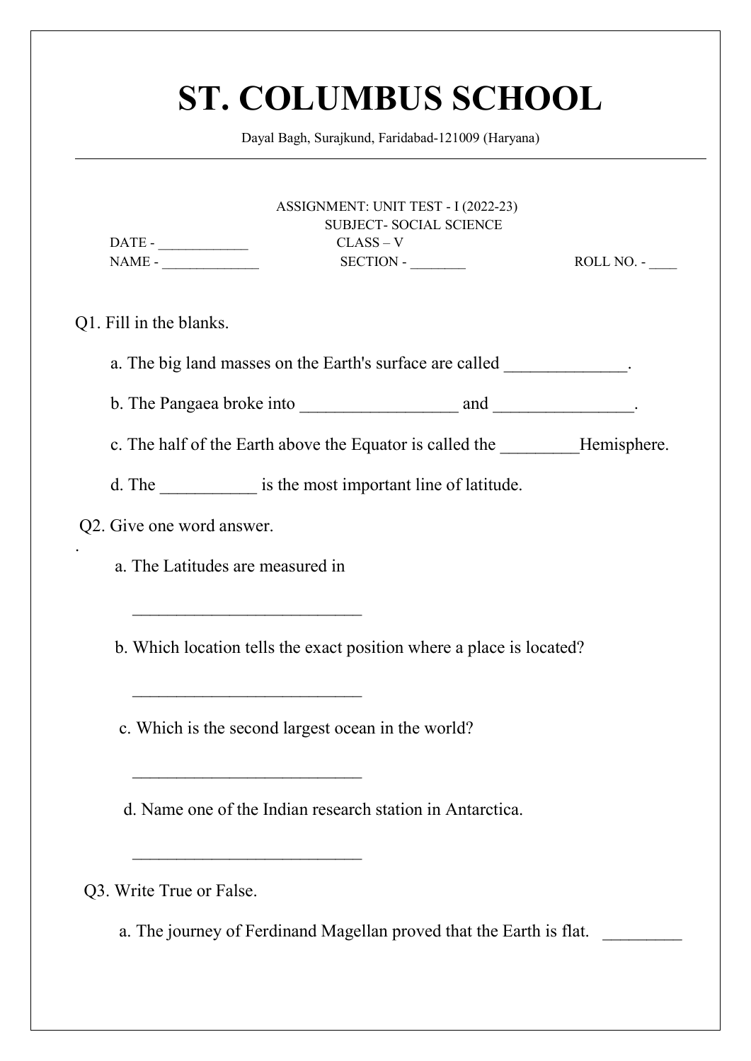# ST. COLUMBUS SCHOOL

Dayal Bagh, Surajkund, Faridabad-121009 (Haryana)

---

ASSIGNMENT: UNIT TEST - I (2022-23)

SUBJECT- SOCIAL SCIENCE

DATE - ____________ CLASS – V

NAME - ______________ SECTION - ________ ROLL NO. - ____

Q1. Fill in the blanks.

a. The big land masses on the Earth's surface are called ______________.

b. The Pangaea broke into __________________ and ________________.

c. The half of the Earth above the Equator is called the _________Hemisphere.

d. The ___________ is the most important line of latitude.

Q2. Give one word answer.

a. The Latitudes are measured in

__________________________

b. Which location tells the exact position where a place is located?

__________________________

c. Which is the second largest ocean in the world?

__________________________

d. Name one of the Indian research station in Antarctica.

__________________________

Q3. Write True or False.

a. The journey of Ferdinand Magellan proved that the Earth is flat. _________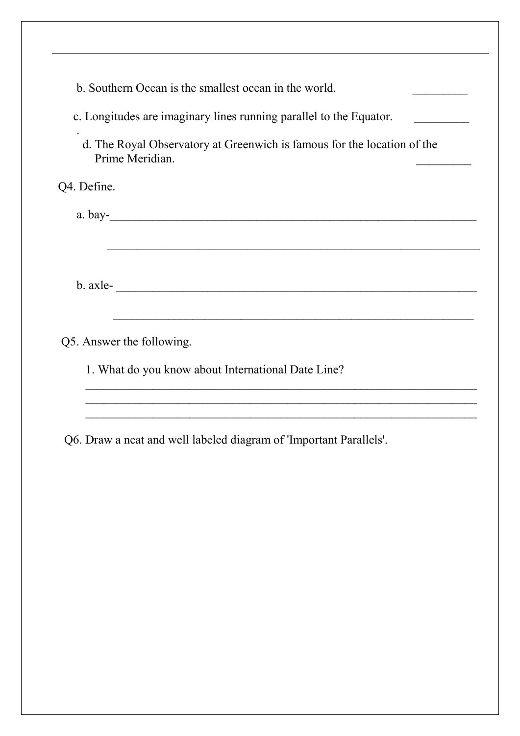b. Southern Ocean is the smallest ocean in the world. _________

c. Longitudes are imaginary lines running parallel to the Equator. _________

d. The Royal Observatory at Greenwich is famous for the location of the Prime Meridian. _________

Q4. Define.

a. bay-_______________________________________________________________

_______________________________________________________________

b. axle- _______________________________________________________________

_______________________________________________________________

Q5. Answer the following.

1. What do you know about International Date Line?

_______________________________________________________________

_______________________________________________________________

_______________________________________________________________

Q6. Draw a neat and well labeled diagram of 'Important Parallels'.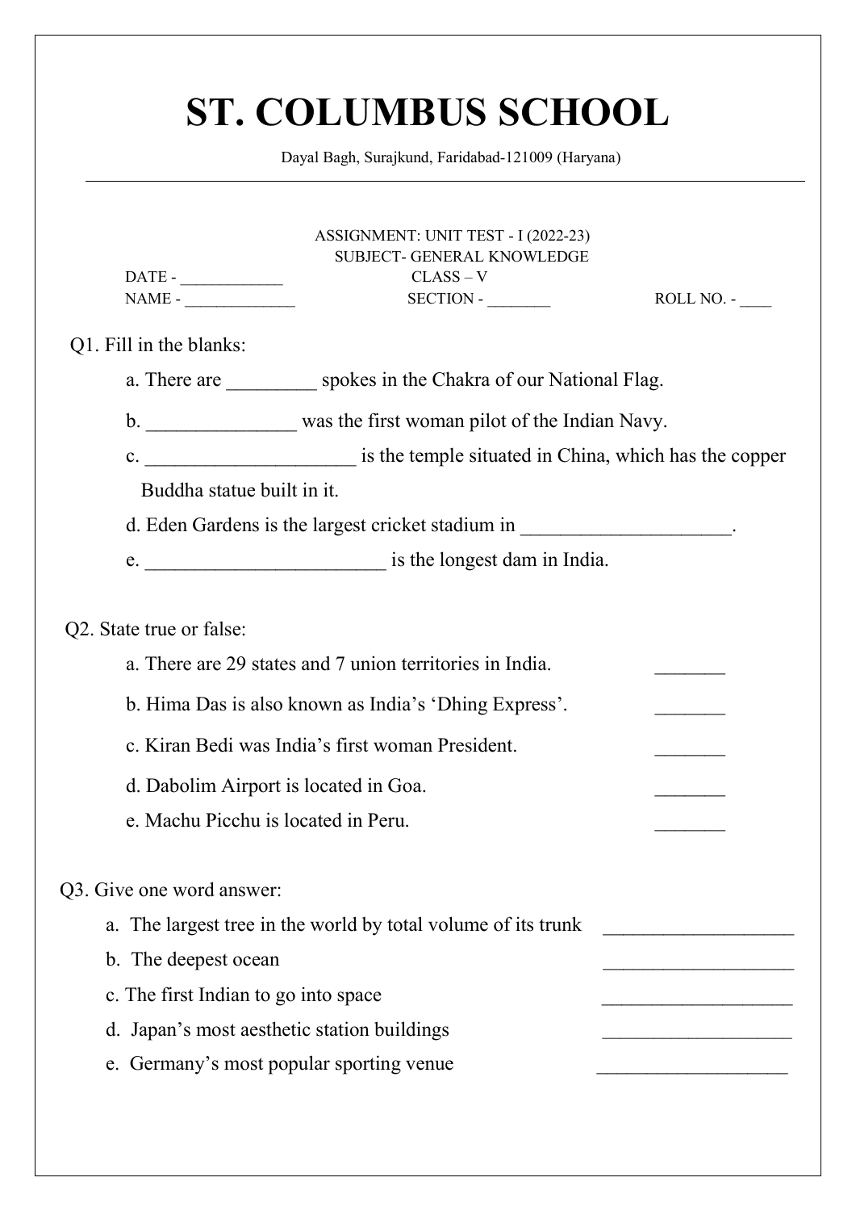# ST. COLUMBUS SCHOOL

Dayal Bagh, Surajkund, Faridabad-121009 (Haryana)

---

ASSIGNMENT: UNIT TEST - I (2022-23)
SUBJECT- GENERAL KNOWLEDGE

DATE - ____________ CLASS – V

NAME - ______________ SECTION - ________ ROLL NO. - ____

Q1. Fill in the blanks:

a. There are _________ spokes in the Chakra of our National Flag.

b. _______________ was the first woman pilot of the Indian Navy.

c. _____________________ is the temple situated in China, which has the copper Buddha statue built in it.

d. Eden Gardens is the largest cricket stadium in _____________________.

e. ________________________ is the longest dam in India.

Q2. State true or false:

a. There are 29 states and 7 union territories in India. _______

b. Hima Das is also known as India's 'Dhing Express'. _______

c. Kiran Bedi was India's first woman President. _______

d. Dabolim Airport is located in Goa. _______

e. Machu Picchu is located in Peru. _______

Q3. Give one word answer:

a. The largest tree in the world by total volume of its trunk ___________________

b. The deepest ocean ___________________

c. The first Indian to go into space ___________________

d. Japan's most aesthetic station buildings ___________________

e. Germany's most popular sporting venue ___________________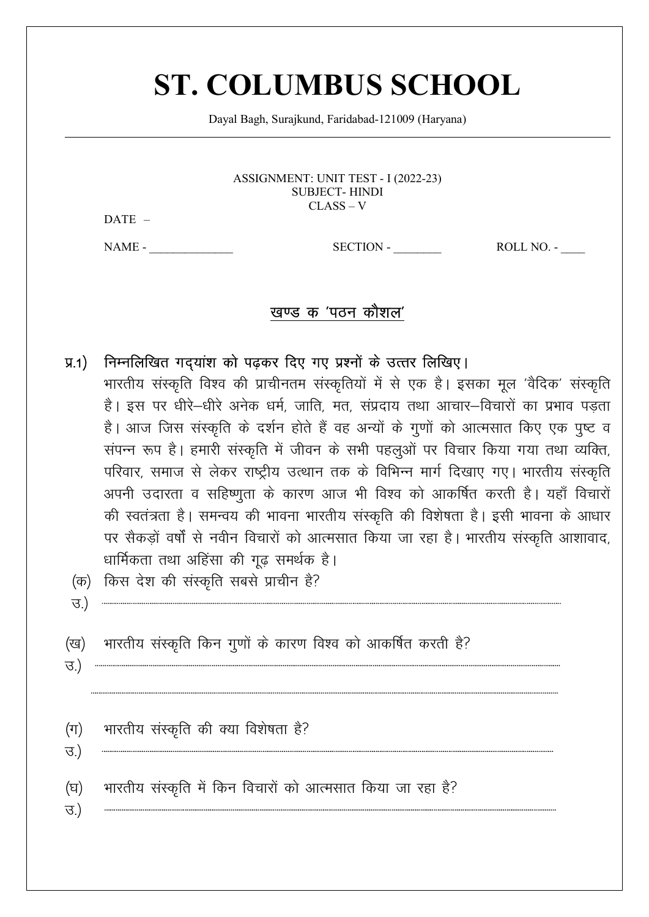# ST. COLUMBUS SCHOOL

Dayal Bagh, Surajkund, Faridabad-121009 (Haryana)

---

ASSIGNMENT: UNIT TEST - I (2022-23)
SUBJECT- HINDI
CLASS – V

DATE –

NAME - ______________ SECTION - ________ ROLL NO. - ____

## खण्ड क 'पठन कौशल'

**प्र.1) निम्नलिखित गद्यांश को पढ़कर दिए गए प्रश्नों के उत्तर लिखिए।**

भारतीय संस्कृति विश्व की प्राचीनतम संस्कृतियों में से एक है। इसका मूल 'वैदिक' संस्कृति है। इस पर धीरे–धीरे अनेक धर्म, जाति, मत, संप्रदाय तथा आचार–विचारों का प्रभाव पड़ता है। आज जिस संस्कृति के दर्शन होते हैं वह अन्यों के गुणों को आत्मसात किए एक पुष्ट व संपन्न रूप है। हमारी संस्कृति में जीवन के सभी पहलुओं पर विचार किया गया तथा व्यक्ति, परिवार, समाज से लेकर राष्ट्रीय उत्थान तक के विभिन्न मार्ग दिखाए गए। भारतीय संस्कृति अपनी उदारता व सहिष्णुता के कारण आज भी विश्व को आकर्षित करती है। यहाँ विचारों की स्वतंत्रता है। समन्वय की भावना भारतीय संस्कृति की विशेषता है। इसी भावना के आधार पर सैकड़ों वर्षों से नवीन विचारों को आत्मसात किया जा रहा है। भारतीय संस्कृति आशावाद, धार्मिकता तथा अहिंसा की गूढ़ समर्थक है।

(क) किस देश की संस्कृति सबसे प्राचीन है?

उ.) ..........................................................................

(ख) भारतीय संस्कृति किन गुणों के कारण विश्व को आकर्षित करती है?

उ.) ..........................................................................

..........................................................................

(ग) भारतीय संस्कृति की क्या विशेषता है?

उ.) ..........................................................................

(घ) भारतीय संस्कृति में किन विचारों को आत्मसात किया जा रहा है?

उ.) ..........................................................................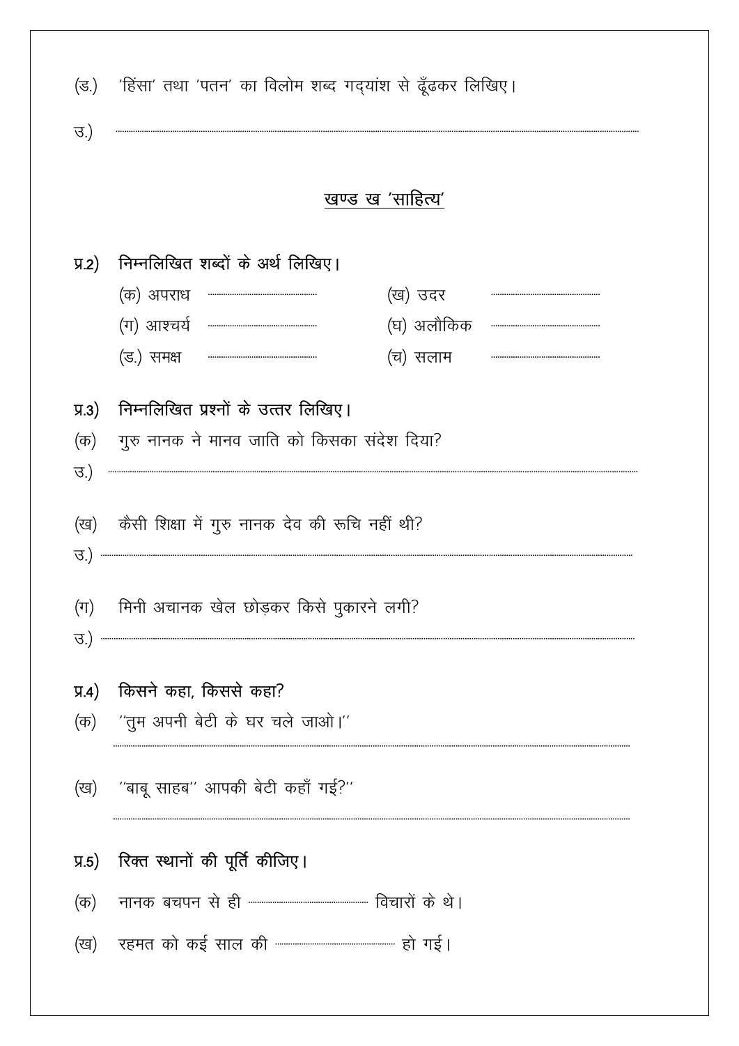(ड.) 'हिंसा' तथा 'पतन' का विलोम शब्द गद्यांश से ढूँढकर लिखिए।

उ.) ........................................................................................................................................

## खण्ड ख 'साहित्य'

**प्र.2) निम्नलिखित शब्दों के अर्थ लिखिए।**

(क) अपराध ........................................ (ख) उदर ........................................

(ग) आश्चर्य ........................................ (घ) अलौकिक ........................................

(ड.) समक्ष ........................................ (च) सलाम ........................................

**प्र.3) निम्नलिखित प्रश्नों के उत्तर लिखिए।**

(क) गुरु नानक ने मानव जाति को किसका संदेश दिया?

उ.) ........................................................................................................................................

(ख) कैसी शिक्षा में गुरु नानक देव की रूचि नहीं थी?

उ.) ........................................................................................................................................

(ग) मिनी अचानक खेल छोड़कर किसे पुकारने लगी?

उ.) ........................................................................................................................................

**प्र.4) किसने कहा, किससे कहा?**

(क) "तुम अपनी बेटी के घर चले जाओ।"

........................................................................................................................................

(ख) "बाबू साहब" आपकी बेटी कहाँ गई?"

........................................................................................................................................

**प्र.5) रिक्त स्थानों की पूर्ति कीजिए।**

(क) नानक बचपन से ही ........................................ विचारों के थे।

(ख) रहमत को कई साल की ........................................ हो गई।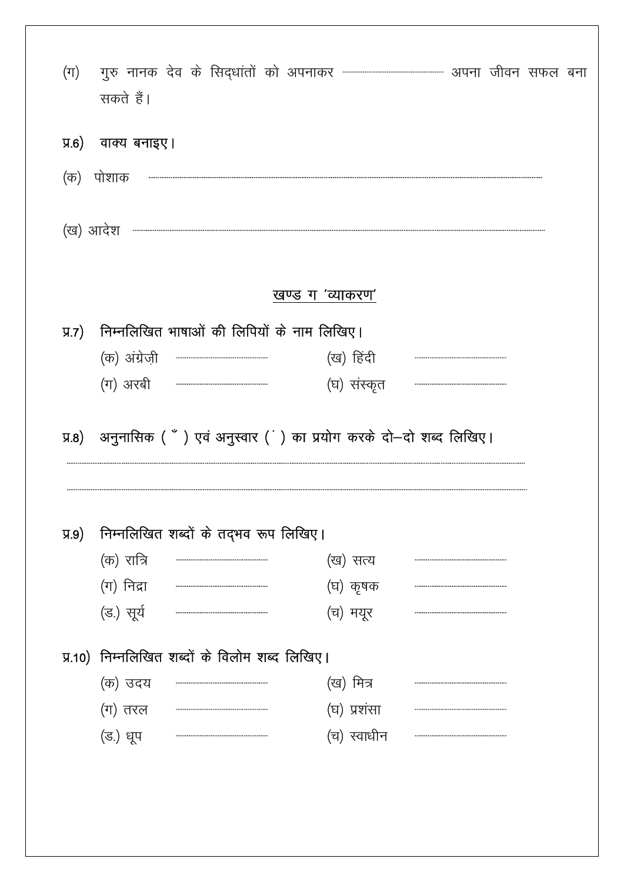(ग) गुरु नानक देव के सिद्धांतों को अपनाकर .................................... अपना जीवन सफल बना सकते हैं।

प्र.6) वाक्य बनाइए।

(क) पोशाक ..........................................................................................................

(ख) आदेश ..........................................................................................................

## खण्ड ग 'व्याकरण'

प्र.7) निम्नलिखित भाषाओं की लिपियों के नाम लिखिए।

(क) अंग्रेज़ी .................................... (ख) हिंदी ....................................

(ग) अरबी .................................... (घ) संस्कृत ....................................

प्र.8) अनुनासिक ( ँ ) एवं अनुस्वार ( ं ) का प्रयोग करके दो–दो शब्द लिखिए।

..........................................................................................................

..........................................................................................................

प्र.9) निम्नलिखित शब्दों के तद्भव रूप लिखिए।

(क) रात्रि .................................... (ख) सत्य ....................................

(ग) निद्रा .................................... (घ) कृषक ....................................

(ङ) सूर्य .................................... (च) मयूर ....................................

प्र.10) निम्नलिखित शब्दों के विलोम शब्द लिखिए।

(क) उदय .................................... (ख) मित्र ....................................

(ग) तरल .................................... (घ) प्रशंसा ....................................

(ङ) धूप .................................... (च) स्वाधीन ....................................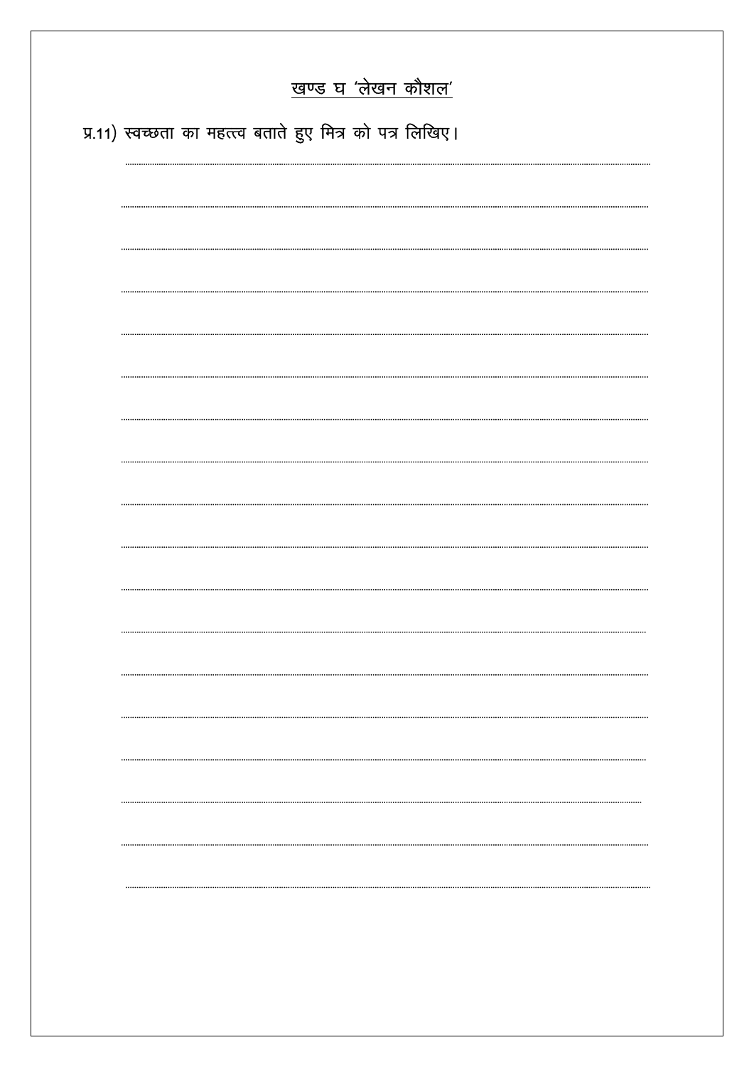## खण्ड घ 'लेखन कौशल'

प्र.11) स्वच्छता का महत्त्व बताते हुए मित्र को पत्र लिखिए।